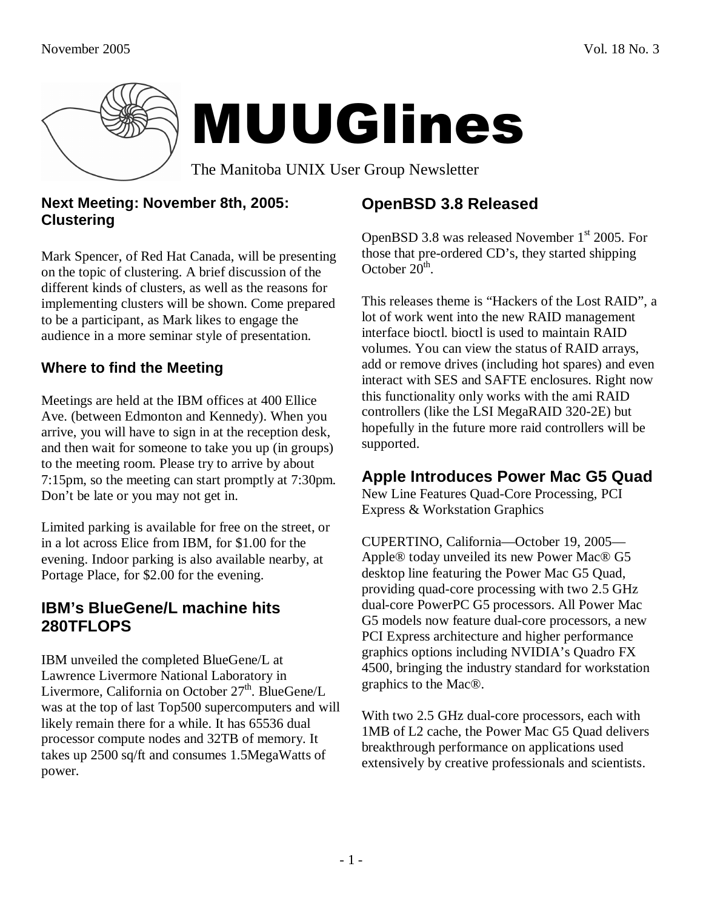# MUUGlines

The Manitoba UNIX User Group Newsletter

## Next Meeting: November 8th, 2005: Clustering

Mark Spencer, of Red Hat Canada, will be presenting on the topic of clustering. A brief discussion of the different kinds of clusters, as well as the reasons for implementing clusters will be shown. Come prepared to be a participant, as Mark likes to engage the audience in a more seminar style of presentation.

## Where to find the Meeting

Meetings are held at the IBM offices at 400 Ellice Ave. (between Edmonton and Kennedy). When you arrive, you will have to sign in at the reception desk, and then wait for someone to take you up (in groups) to the meeting room. Please try to arrive by about 7:15pm, so the meeting can start promptly at 7:30pm. Don't be late or you may not get in.

Limited parking is available for free on the street, or in a lot across Elice from IBM, for $1.00 for the evening. Indoor parking is also available nearby, at Portage Place, for $2.00 for the evening.

## IBM's BlueGene/L machine hits 280TFLOPS

IBM unveiled the completed BlueGene/L at Lawrence Livermore National Laboratory in Livermore, California on October 27th. BlueGene/L was at the top of last Top500 supercomputers and will likely remain there for a while. It has 65536 dual processor compute nodes and 32TB of memory. It takes up 2500 sq/ft and consumes 1.5MegaWatts of power.

## OpenBSD 3.8 Released

OpenBSD 3.8 was released November 1st 2005. For those that pre-ordered CD's, they started shipping October 20th.

This releases theme is "Hackers of the Lost RAID", a lot of work went into the new RAID management interface bioctl. bioctl is used to maintain RAID volumes. You can view the status of RAID arrays, add or remove drives (including hot spares) and even interact with SES and SAFTE enclosures. Right now this functionality only works with the ami RAID controllers (like the LSI MegaRAID 320-2E) but hopefully in the future more raid controllers will be supported.

## Apple Introduces Power Mac G5 Quad

New Line Features Quad-Core Processing, PCI Express & Workstation Graphics

CUPERTINO, California—October 19, 2005—Apple® today unveiled its new Power Mac® G5 desktop line featuring the Power Mac G5 Quad, providing quad-core processing with two 2.5 GHz dual-core PowerPC G5 processors. All Power Mac G5 models now feature dual-core processors, a new PCI Express architecture and higher performance graphics options including NVIDIA's Quadro FX 4500, bringing the industry standard for workstation graphics to the Mac®.

With two 2.5 GHz dual-core processors, each with 1MB of L2 cache, the Power Mac G5 Quad delivers breakthrough performance on applications used extensively by creative professionals and scientists.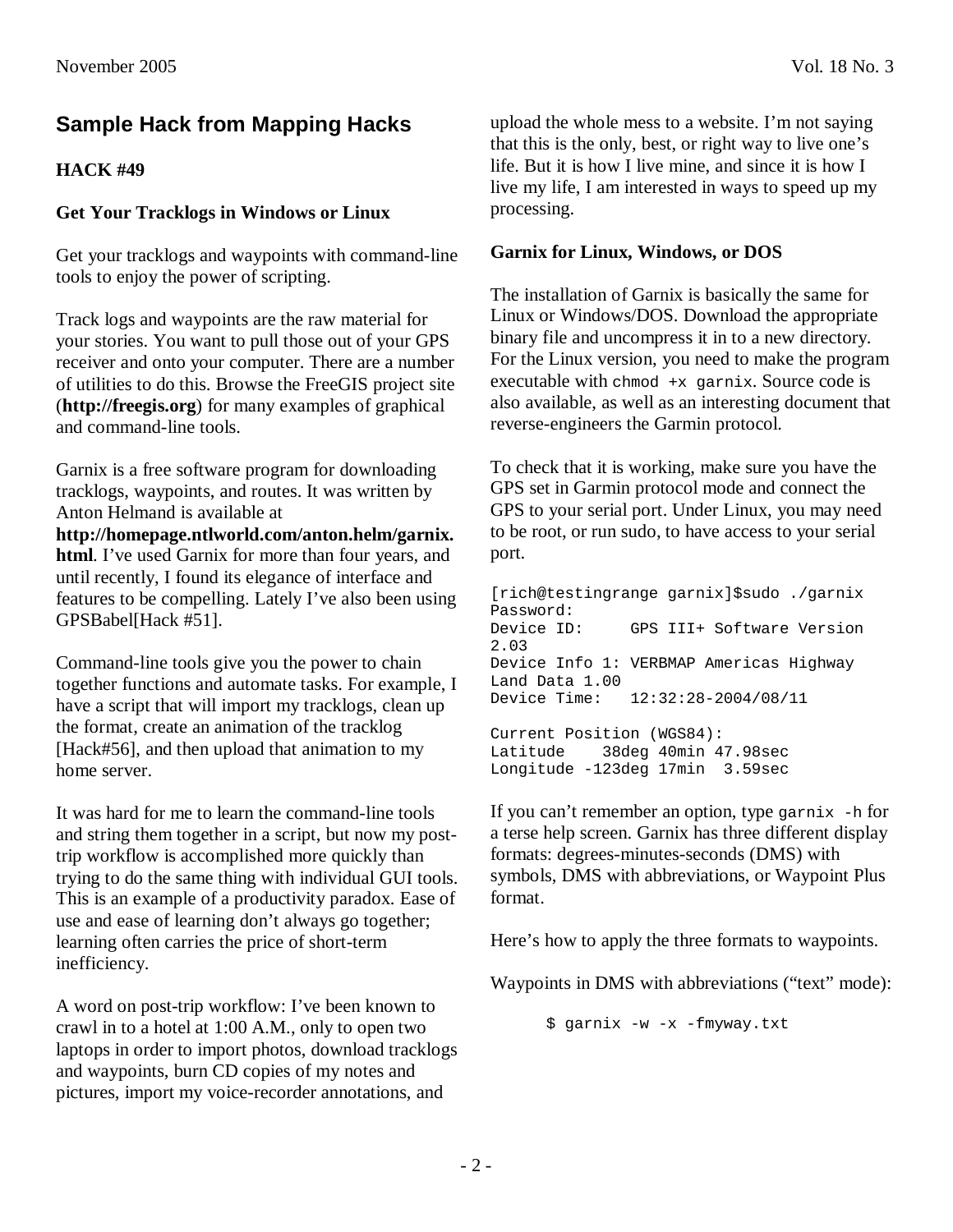## Sample Hack from Mapping Hacks

**HACK #49**

**Get Your Tracklogs in Windows or Linux**

Get your tracklogs and waypoints with command-line tools to enjoy the power of scripting.

Track logs and waypoints are the raw material for your stories. You want to pull those out of your GPS receiver and onto your computer. There are a number of utilities to do this. Browse the FreeGIS project site (**http://freegis.org**) for many examples of graphical and command-line tools.

Garnix is a free software program for downloading tracklogs, waypoints, and routes. It was written by Anton Helmand is available at **http://homepage.ntlworld.com/anton.helm/garnix.html**. I've used Garnix for more than four years, and until recently, I found its elegance of interface and features to be compelling. Lately I've also been using GPSBabel[Hack #51].

Command-line tools give you the power to chain together functions and automate tasks. For example, I have a script that will import my tracklogs, clean up the format, create an animation of the tracklog [Hack#56], and then upload that animation to my home server.

It was hard for me to learn the command-line tools and string them together in a script, but now my post-trip workflow is accomplished more quickly than trying to do the same thing with individual GUI tools. This is an example of a productivity paradox. Ease of use and ease of learning don't always go together; learning often carries the price of short-term inefficiency.

A word on post-trip workflow: I've been known to crawl in to a hotel at 1:00 A.M., only to open two laptops in order to import photos, download tracklogs and waypoints, burn CD copies of my notes and pictures, import my voice-recorder annotations, and upload the whole mess to a website. I'm not saying that this is the only, best, or right way to live one's life. But it is how I live mine, and since it is how I live my life, I am interested in ways to speed up my processing.

**Garnix for Linux, Windows, or DOS**

The installation of Garnix is basically the same for Linux or Windows/DOS. Download the appropriate binary file and uncompress it in to a new directory. For the Linux version, you need to make the program executable with `chmod +x garnix`. Source code is also available, as well as an interesting document that reverse-engineers the Garmin protocol.

To check that it is working, make sure you have the GPS set in Garmin protocol mode and connect the GPS to your serial port. Under Linux, you may need to be root, or run sudo, to have access to your serial port.

```
[rich@testingrange garnix]$sudo ./garnix
Password:
Device ID:     GPS III+ Software Version
2.03
Device Info 1: VERBMAP Americas Highway
Land Data 1.00
Device Time:   12:32:28-2004/08/11

Current Position (WGS84):
Latitude    38deg 40min 47.98sec
Longitude -123deg 17min  3.59sec
```

If you can't remember an option, type `garnix -h` for a terse help screen. Garnix has three different display formats: degrees-minutes-seconds (DMS) with symbols, DMS with abbreviations, or Waypoint Plus format.

Here's how to apply the three formats to waypoints.

Waypoints in DMS with abbreviations ("text" mode):

```
$ garnix -w -x -fmyway.txt
```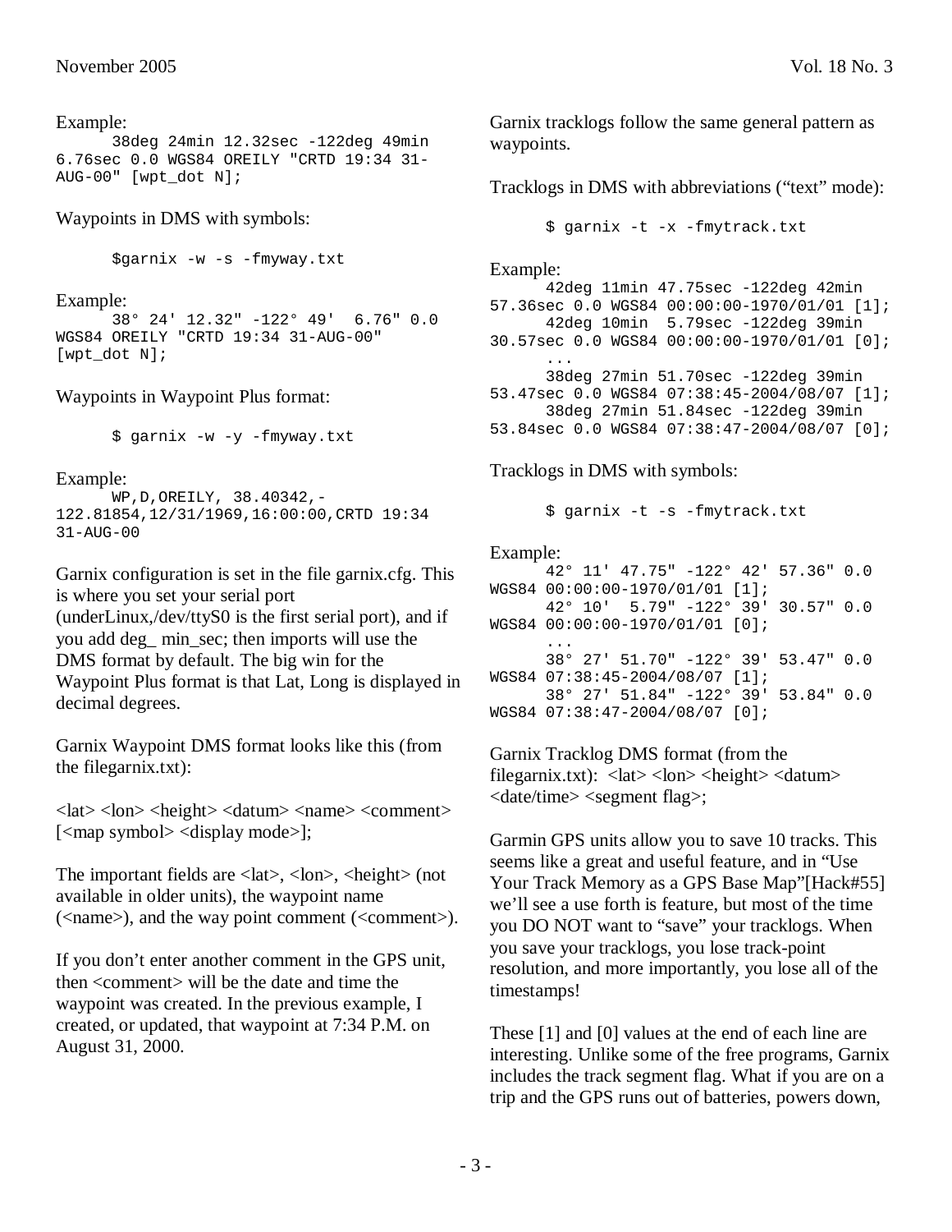Example:

```
38deg 24min 12.32sec -122deg 49min
6.76sec 0.0 WGS84 OREILY "CRTD 19:34 31-
AUG-00" [wpt_dot N];
```

Waypoints in DMS with symbols:

```
$garnix -w -s -fmyway.txt
```

Example:

```
38° 24' 12.32" -122° 49'  6.76" 0.0
WGS84 OREILY "CRTD 19:34 31-AUG-00"
[wpt_dot N];
```

Waypoints in Waypoint Plus format:

```
$ garnix -w -y -fmyway.txt
```

Example:

```
WP,D,OREILY, 38.40342,-
122.81854,12/31/1969,16:00:00,CRTD 19:34
31-AUG-00
```

Garnix configuration is set in the file garnix.cfg. This is where you set your serial port (underLinux,/dev/ttyS0 is the first serial port), and if you add deg_ min_sec; then imports will use the DMS format by default. The big win for the Waypoint Plus format is that Lat, Long is displayed in decimal degrees.

Garnix Waypoint DMS format looks like this (from the filegarnix.txt):

<lat> <lon> <height> <datum> <name> <comment> [<map symbol> <display mode>];

The important fields are <lat>, <lon>, <height> (not available in older units), the waypoint name (<name>), and the way point comment (<comment>).

If you don't enter another comment in the GPS unit, then <comment> will be the date and time the waypoint was created. In the previous example, I created, or updated, that waypoint at 7:34 P.M. on August 31, 2000.

Garnix tracklogs follow the same general pattern as waypoints.

Tracklogs in DMS with abbreviations ("text" mode):

```
$ garnix -t -x -fmytrack.txt
```

Example:

```
42deg 11min 47.75sec -122deg 42min
57.36sec 0.0 WGS84 00:00:00-1970/01/01 [1];
42deg 10min  5.79sec -122deg 39min
30.57sec 0.0 WGS84 00:00:00-1970/01/01 [0];
...
38deg 27min 51.70sec -122deg 39min
53.47sec 0.0 WGS84 07:38:45-2004/08/07 [1];
38deg 27min 51.84sec -122deg 39min
53.84sec 0.0 WGS84 07:38:47-2004/08/07 [0];
```

Tracklogs in DMS with symbols:

```
$ garnix -t -s -fmytrack.txt
```

Example:

```
42° 11' 47.75" -122° 42' 57.36" 0.0
WGS84 00:00:00-1970/01/01 [1];
42° 10'  5.79" -122° 39' 30.57" 0.0
WGS84 00:00:00-1970/01/01 [0];
...
38° 27' 51.70" -122° 39' 53.47" 0.0
WGS84 07:38:45-2004/08/07 [1];
38° 27' 51.84" -122° 39' 53.84" 0.0
WGS84 07:38:47-2004/08/07 [0];
```

Garnix Tracklog DMS format (from the filegarnix.txt): <lat> <lon> <height> <datum> <date/time> <segment flag>;

Garmin GPS units allow you to save 10 tracks. This seems like a great and useful feature, and in "Use Your Track Memory as a GPS Base Map"[Hack#55] we'll see a use forth is feature, but most of the time you DO NOT want to "save" your tracklogs. When you save your tracklogs, you lose track-point resolution, and more importantly, you lose all of the timestamps!

These [1] and [0] values at the end of each line are interesting. Unlike some of the free programs, Garnix includes the track segment flag. What if you are on a trip and the GPS runs out of batteries, powers down,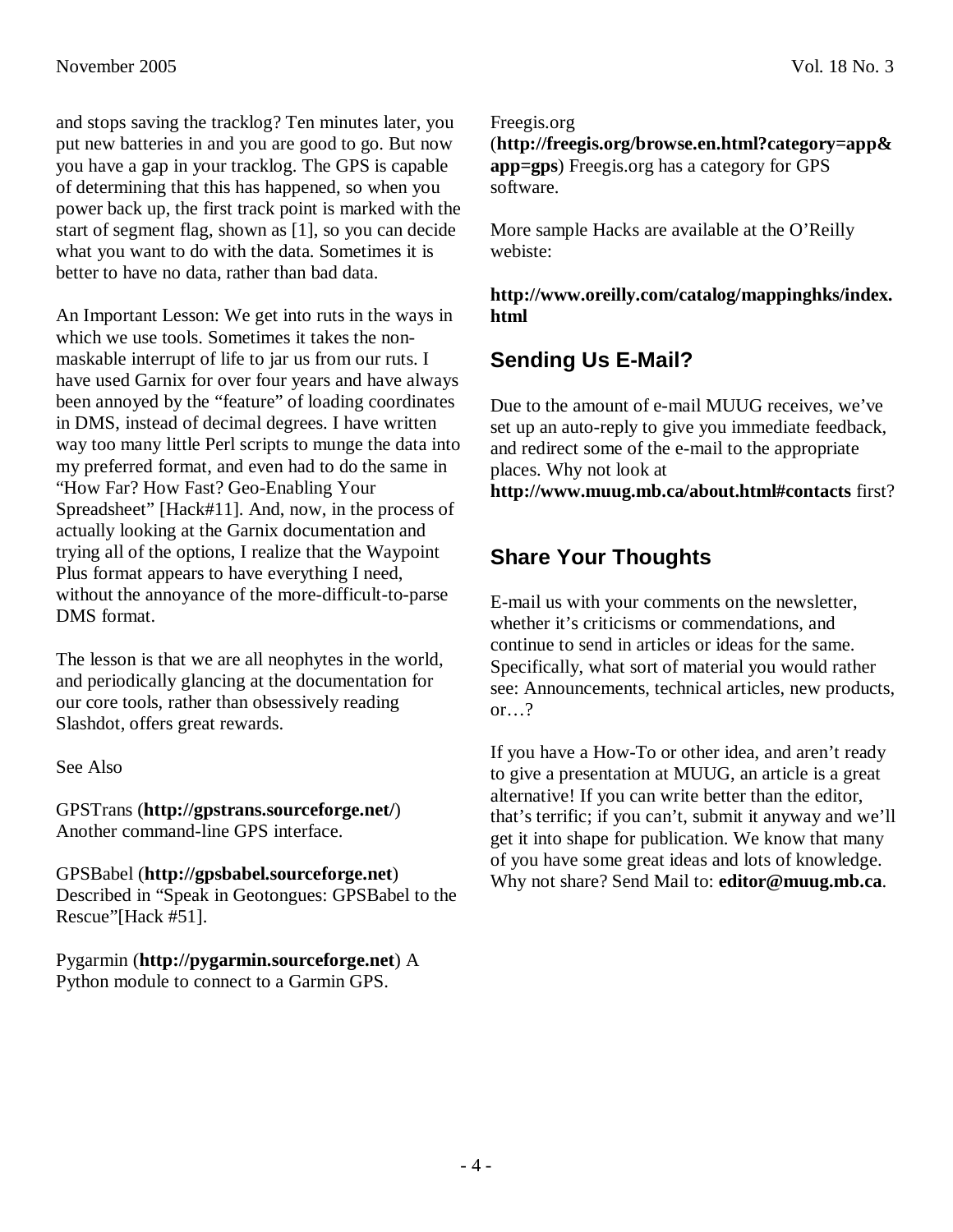and stops saving the tracklog? Ten minutes later, you put new batteries in and you are good to go. But now you have a gap in your tracklog. The GPS is capable of determining that this has happened, so when you power back up, the first track point is marked with the start of segment flag, shown as [1], so you can decide what you want to do with the data. Sometimes it is better to have no data, rather than bad data.

An Important Lesson: We get into ruts in the ways in which we use tools. Sometimes it takes the non-maskable interrupt of life to jar us from our ruts. I have used Garnix for over four years and have always been annoyed by the "feature" of loading coordinates in DMS, instead of decimal degrees. I have written way too many little Perl scripts to munge the data into my preferred format, and even had to do the same in "How Far? How Fast? Geo-Enabling Your Spreadsheet" [Hack#11]. And, now, in the process of actually looking at the Garnix documentation and trying all of the options, I realize that the Waypoint Plus format appears to have everything I need, without the annoyance of the more-difficult-to-parse DMS format.

The lesson is that we are all neophytes in the world, and periodically glancing at the documentation for our core tools, rather than obsessively reading Slashdot, offers great rewards.

See Also

GPSTrans (**http://gpstrans.sourceforge.net/**) Another command-line GPS interface.

GPSBabel (**http://gpsbabel.sourceforge.net**) Described in "Speak in Geotongues: GPSBabel to the Rescue"[Hack #51].

Pygarmin (**http://pygarmin.sourceforge.net**) A Python module to connect to a Garmin GPS.

Freegis.org (**http://freegis.org/browse.en.html?category=app&app=gps**) Freegis.org has a category for GPS software.

More sample Hacks are available at the O'Reilly webiste:

**http://www.oreilly.com/catalog/mappinghks/index.html**

## Sending Us E-Mail?

Due to the amount of e-mail MUUG receives, we've set up an auto-reply to give you immediate feedback, and redirect some of the e-mail to the appropriate places. Why not look at **http://www.muug.mb.ca/about.html#contacts** first?

## Share Your Thoughts

E-mail us with your comments on the newsletter, whether it's criticisms or commendations, and continue to send in articles or ideas for the same. Specifically, what sort of material you would rather see: Announcements, technical articles, new products, or…?

If you have a How-To or other idea, and aren't ready to give a presentation at MUUG, an article is a great alternative! If you can write better than the editor, that's terrific; if you can't, submit it anyway and we'll get it into shape for publication. We know that many of you have some great ideas and lots of knowledge. Why not share? Send Mail to: **editor@muug.mb.ca**.